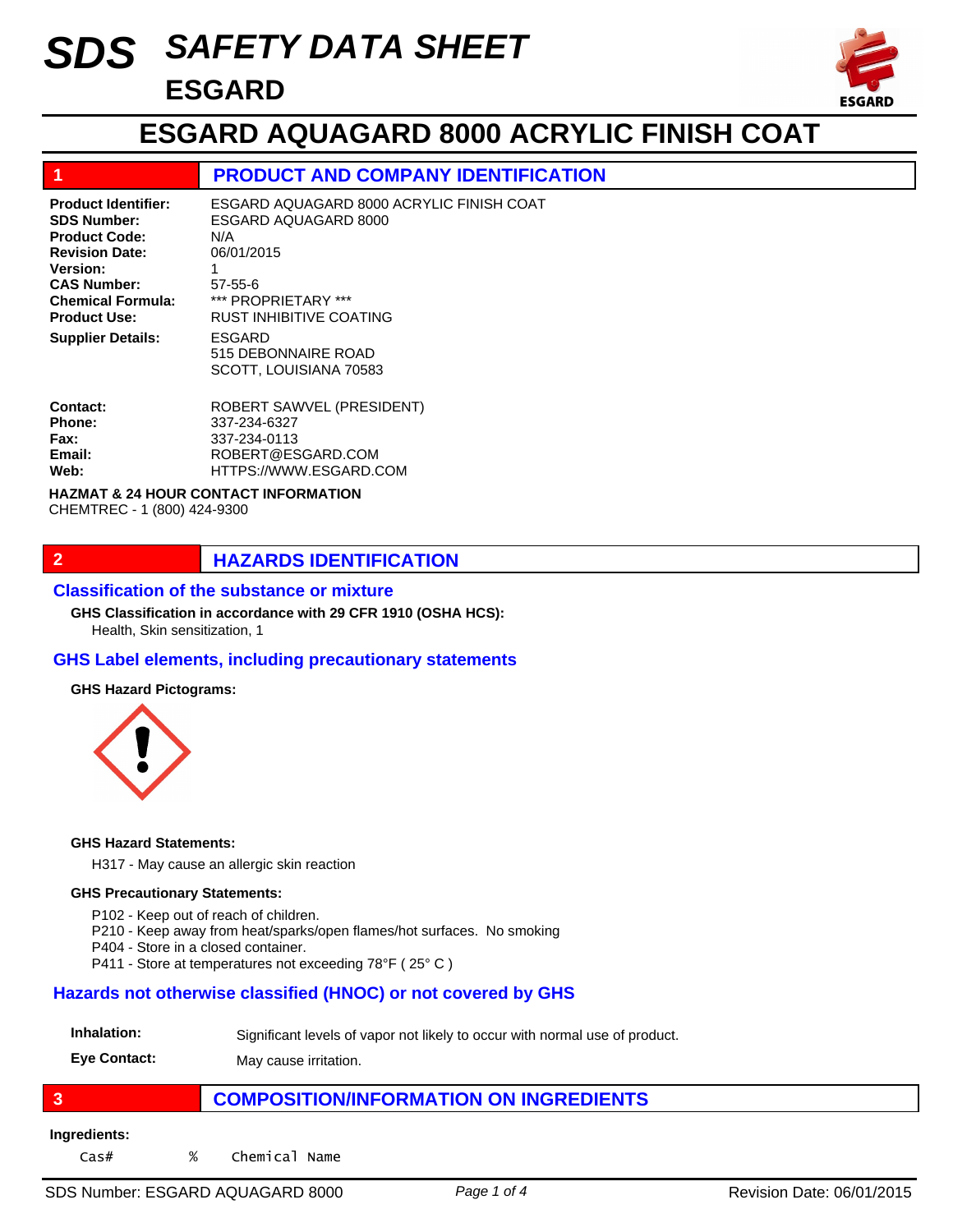# SDS SAFETY DATA SHEET

## ESGARD

# ESGARD AQUAGARD 8000 ACRYLIC FINISH COAT

## 1 PRODUCT AND COMPANY IDENTIFICATION

**Product Identifier:** ESGARD AQUAGARD 8000 ACRYLIC FINISH COAT
**SDS Number:** ESGARD AQUAGARD 8000
**Product Code:** N/A
**Revision Date:** 06/01/2015
**Version:** 1
**CAS Number:** 57-55-6
**Chemical Formula:** *** PROPRIETARY ***
**Product Use:** RUST INHIBITIVE COATING

**Supplier Details:** ESGARD
515 DEBONNAIRE ROAD
SCOTT, LOUISIANA 70583

**Contact:** ROBERT SAWVEL (PRESIDENT)
**Phone:** 337-234-6327
**Fax:** 337-234-0113
**Email:** ROBERT@ESGARD.COM
**Web:** HTTPS://WWW.ESGARD.COM

**HAZMAT & 24 HOUR CONTACT INFORMATION**
CHEMTREC - 1 (800) 424-9300

## 2 HAZARDS IDENTIFICATION

### Classification of the substance or mixture

**GHS Classification in accordance with 29 CFR 1910 (OSHA HCS):**
Health, Skin sensitization, 1

### GHS Label elements, including precautionary statements

**GHS Hazard Pictograms:**

**GHS Hazard Statements:**

H317 - May cause an allergic skin reaction

**GHS Precautionary Statements:**

P102 - Keep out of reach of children.
P210 - Keep away from heat/sparks/open flames/hot surfaces. No smoking
P404 - Store in a closed container.
P411 - Store at temperatures not exceeding 78°F ( 25° C )

### Hazards not otherwise classified (HNOC) or not covered by GHS

**Inhalation:** Significant levels of vapor not likely to occur with normal use of product.

**Eye Contact:** May cause irritation.

## 3 COMPOSITION/INFORMATION ON INGREDIENTS

**Ingredients:**

| Cas# | % | Chemical Name |
|---|---|---|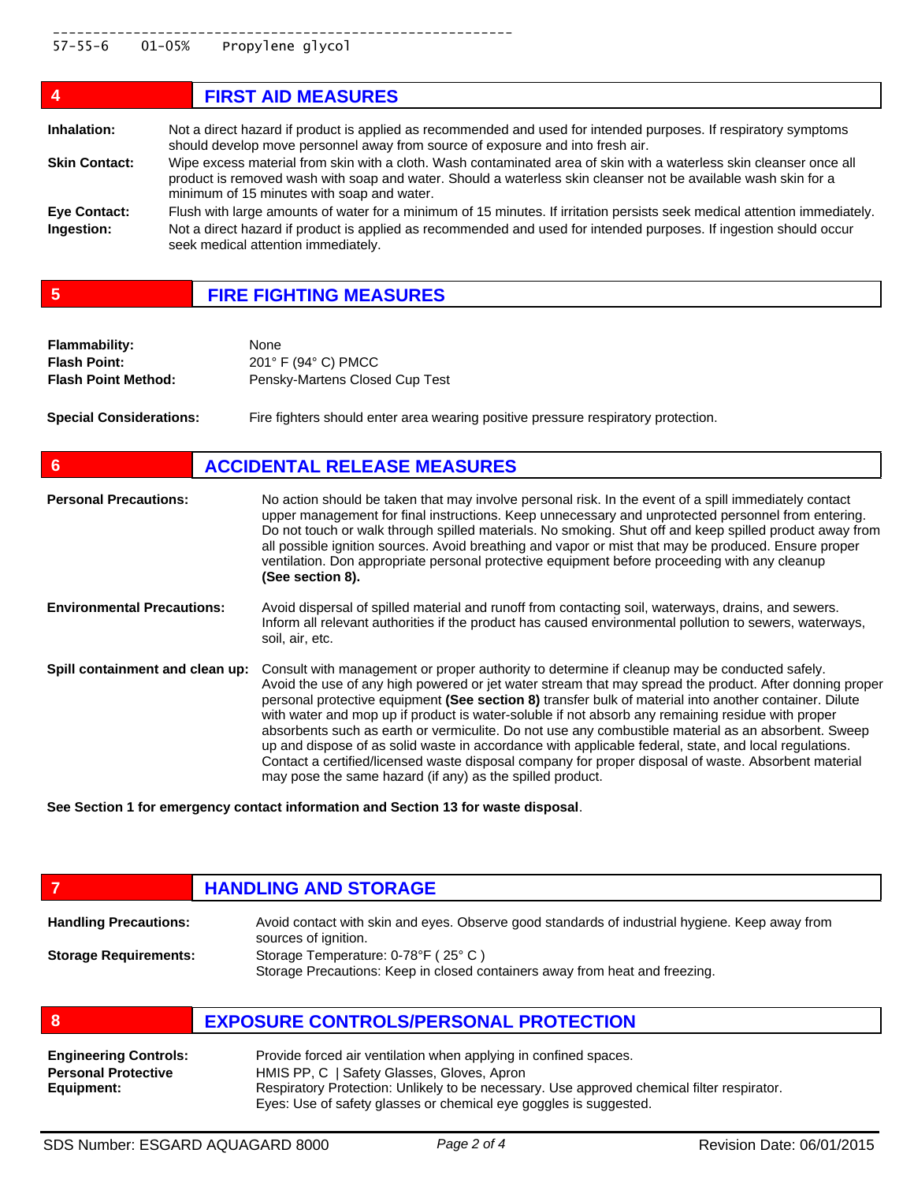```
------------------------------------------------------
57-55-6    01-05%    Propylene glycol
```

## 4 FIRST AID MEASURES

**Inhalation:** Not a direct hazard if product is applied as recommended and used for intended purposes. If respiratory symptoms should develop move personnel away from source of exposure and into fresh air.

**Skin Contact:** Wipe excess material from skin with a cloth. Wash contaminated area of skin with a waterless skin cleanser once all product is removed wash with soap and water. Should a waterless skin cleanser not be available wash skin for a minimum of 15 minutes with soap and water.

**Eye Contact:** Flush with large amounts of water for a minimum of 15 minutes. If irritation persists seek medical attention immediately.

**Ingestion:** Not a direct hazard if product is applied as recommended and used for intended purposes. If ingestion should occur seek medical attention immediately.

## 5 FIRE FIGHTING MEASURES

**Flammability:** None
**Flash Point:** 201° F (94° C) PMCC
**Flash Point Method:** Pensky-Martens Closed Cup Test

**Special Considerations:** Fire fighters should enter area wearing positive pressure respiratory protection.

## 6 ACCIDENTAL RELEASE MEASURES

**Personal Precautions:** No action should be taken that may involve personal risk. In the event of a spill immediately contact upper management for final instructions. Keep unnecessary and unprotected personnel from entering. Do not touch or walk through spilled materials. No smoking. Shut off and keep spilled product away from all possible ignition sources. Avoid breathing and vapor or mist that may be produced. Ensure proper ventilation. Don appropriate personal protective equipment before proceeding with any cleanup **(See section 8).**

**Environmental Precautions:** Avoid dispersal of spilled material and runoff from contacting soil, waterways, drains, and sewers. Inform all relevant authorities if the product has caused environmental pollution to sewers, waterways, soil, air, etc.

**Spill containment and clean up:** Consult with management or proper authority to determine if cleanup may be conducted safely. Avoid the use of any high powered or jet water stream that may spread the product. After donning proper personal protective equipment **(See section 8)** transfer bulk of material into another container. Dilute with water and mop up if product is water-soluble if not absorb any remaining residue with proper absorbents such as earth or vermiculite. Do not use any combustible material as an absorbent. Sweep up and dispose of as solid waste in accordance with applicable federal, state, and local regulations. Contact a certified/licensed waste disposal company for proper disposal of waste. Absorbent material may pose the same hazard (if any) as the spilled product.

**See Section 1 for emergency contact information and Section 13 for waste disposal**.

## 7 HANDLING AND STORAGE

**Handling Precautions:** Avoid contact with skin and eyes. Observe good standards of industrial hygiene. Keep away from sources of ignition.

**Storage Requirements:** Storage Temperature: 0-78°F ( 25° C )
Storage Precautions: Keep in closed containers away from heat and freezing.

## 8 EXPOSURE CONTROLS/PERSONAL PROTECTION

**Engineering Controls:** Provide forced air ventilation when applying in confined spaces.

**Personal Protective Equipment:** HMIS PP, C | Safety Glasses, Gloves, Apron
Respiratory Protection: Unlikely to be necessary. Use approved chemical filter respirator.
Eyes: Use of safety glasses or chemical eye goggles is suggested.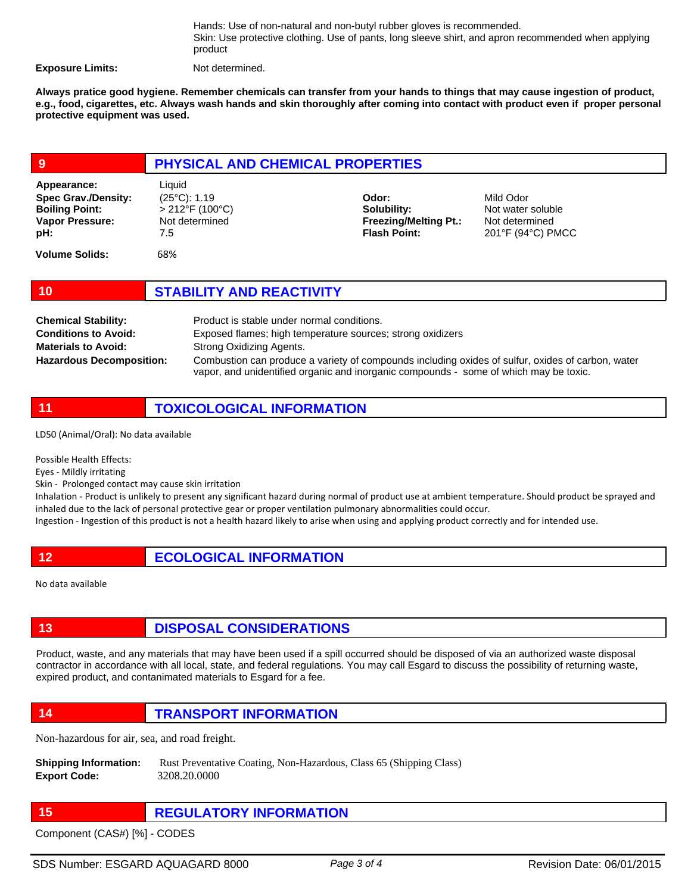Hands: Use of non-natural and non-butyl rubber gloves is recommended.
Skin: Use protective clothing. Use of pants, long sleeve shirt, and apron recommended when applying product

**Exposure Limits:** Not determined.

**Always pratice good hygiene. Remember chemicals can transfer from your hands to things that may cause ingestion of product, e.g., food, cigarettes, etc. Always wash hands and skin thoroughly after coming into contact with product even if proper personal protective equipment was used.**

## 9 PHYSICAL AND CHEMICAL PROPERTIES

| | | | |
|---|---|---|---|
| **Appearance:** | Liquid | | |
| **Spec Grav./Density:** | (25°C): 1.19 | **Odor:** | Mild Odor |
| **Boiling Point:** | > 212°F (100°C) | **Solubility:** | Not water soluble |
| **Vapor Pressure:** | Not determined | **Freezing/Melting Pt.:** | Not determined |
| **pH:** | 7.5 | **Flash Point:** | 201°F (94°C) PMCC |
| **Volume Solids:** | 68% | | |

## 10 STABILITY AND REACTIVITY

**Chemical Stability:** Product is stable under normal conditions.

**Conditions to Avoid:** Exposed flames; high temperature sources; strong oxidizers

**Materials to Avoid:** Strong Oxidizing Agents.

**Hazardous Decomposition:** Combustion can produce a variety of compounds including oxides of sulfur, oxides of carbon, water vapor, and unidentified organic and inorganic compounds - some of which may be toxic.

## 11 TOXICOLOGICAL INFORMATION

LD50 (Animal/Oral): No data available

Possible Health Effects:
Eyes - Mildly irritating
Skin - Prolonged contact may cause skin irritation
Inhalation - Product is unlikely to present any significant hazard during normal of product use at ambient temperature. Should product be sprayed and inhaled due to the lack of personal protective gear or proper ventilation pulmonary abnormalities could occur.
Ingestion - Ingestion of this product is not a health hazard likely to arise when using and applying product correctly and for intended use.

## 12 ECOLOGICAL INFORMATION

No data available

## 13 DISPOSAL CONSIDERATIONS

Product, waste, and any materials that may have been used if a spill occurred should be disposed of via an authorized waste disposal contractor in accordance with all local, state, and federal regulations. You may call Esgard to discuss the possibility of returning waste, expired product, and contaminated materials to Esgard for a fee.

## 14 TRANSPORT INFORMATION

Non-hazardous for air, sea, and road freight.

**Shipping Information:** Rust Preventative Coating, Non-Hazardous, Class 65 (Shipping Class)

**Export Code:** 3208.20.0000

## 15 REGULATORY INFORMATION

Component (CAS#) [%] - CODES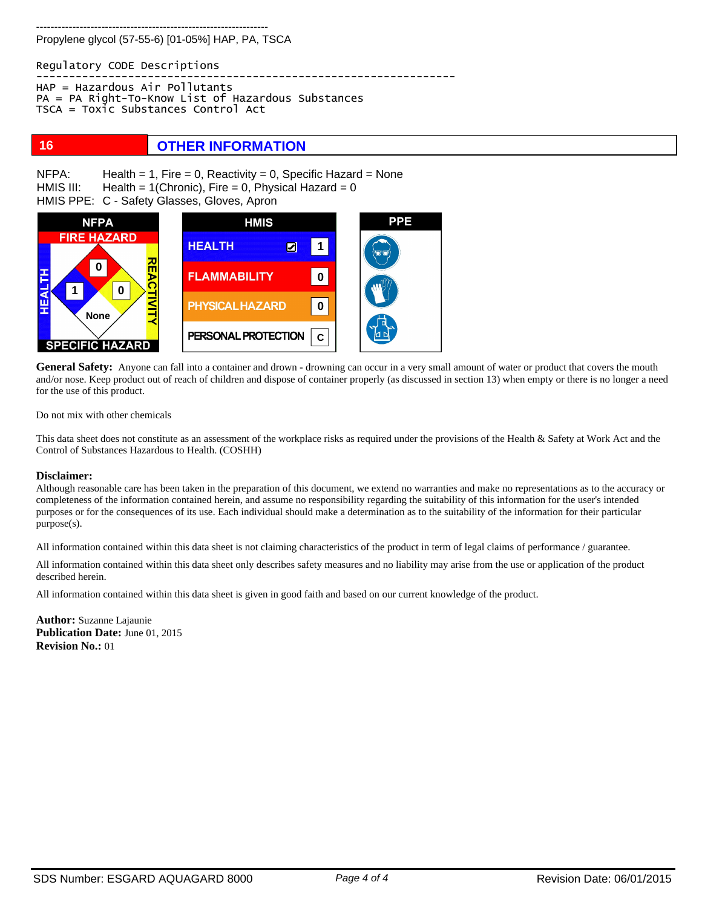----------------------------------------------------------------
Propylene glycol (57-55-6) [01-05%] HAP, PA, TSCA

Regulatory CODE Descriptions

```
-----------------------------------------------------------------
HAP = Hazardous Air Pollutants
PA = PA Right-To-Know List of Hazardous Substances
TSCA = Toxic Substances Control Act
```

## 16 OTHER INFORMATION

NFPA: Health = 1, Fire = 0, Reactivity = 0, Specific Hazard = None
HMIS III: Health = 1(Chronic), Fire = 0, Physical Hazard = 0
HMIS PPE: C - Safety Glasses, Gloves, Apron

NFPA
FIRE HAZARD
HEALTH
REACTIVITY
0
1
0
None
SPECIFIC HAZARD

HMIS
HEALTH 1
FLAMMABILITY 0
PHYSICAL HAZARD 0
PERSONAL PROTECTION C

PPE

**General Safety:** Anyone can fall into a container and drown - drowning can occur in a very small amount of water or product that covers the mouth and/or nose. Keep product out of reach of children and dispose of container properly (as discussed in section 13) when empty or there is no longer a need for the use of this product.

Do not mix with other chemicals

This data sheet does not constitute as an assessment of the workplace risks as required under the provisions of the Health & Safety at Work Act and the Control of Substances Hazardous to Health. (COSHH)

**Disclaimer:**
Although reasonable care has been taken in the preparation of this document, we extend no warranties and make no representations as to the accuracy or completeness of the information contained herein, and assume no responsibility regarding the suitability of this information for the user's intended purposes or for the consequences of its use. Each individual should make a determination as to the suitability of the information for their particular purpose(s).

All information contained within this data sheet is not claiming characteristics of the product in term of legal claims of performance / guarantee.

All information contained within this data sheet only describes safety measures and no liability may arise from the use or application of the product described herein.

All information contained within this data sheet is given in good faith and based on our current knowledge of the product.

**Author:** Suzanne Lajaunie
**Publication Date:** June 01, 2015
**Revision No.:** 01

SDS Number: ESGARD AQUAGARD 8000 Revision Date: 06/01/2015